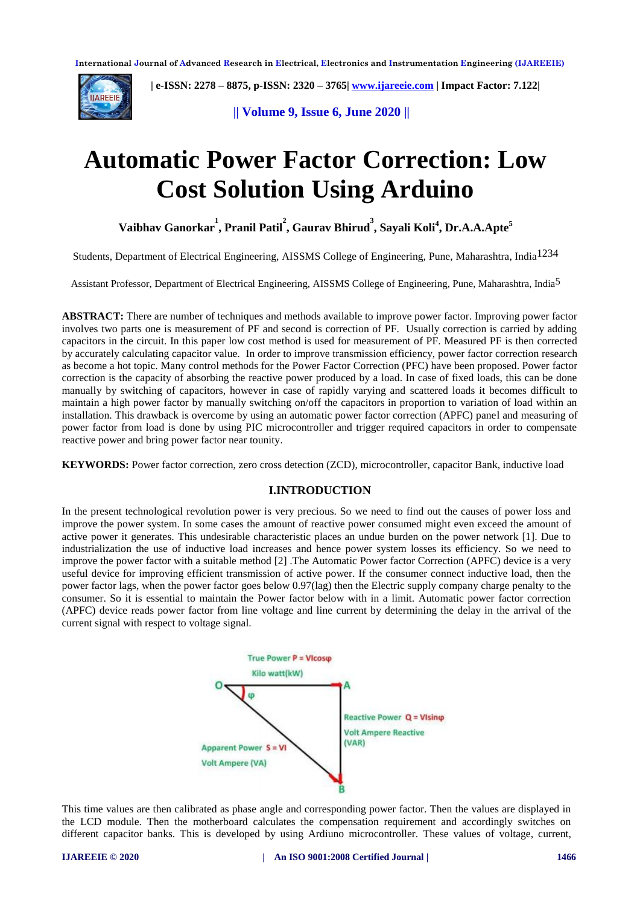# Automatic Power Factor Correction: Low Cost Solution Using Arduino

**Vaibhav Ganorkar[1], Pranil Patil[2], Gaurav Bhirud[3], Sayali Koli[4], Dr.A.A.Apte[5]**

Students, Department of Electrical Engineering, AISSMS College of Engineering, Pune, Maharashtra, India[1234]

Assistant Professor, Department of Electrical Engineering, AISSMS College of Engineering, Pune, Maharashtra, India[5]

**ABSTRACT:** There are number of techniques and methods available to improve power factor. Improving power factor involves two parts one is measurement of PF and second is correction of PF. Usually correction is carried by adding capacitors in the circuit. In this paper low cost method is used for measurement of PF. Measured PF is then corrected by accurately calculating capacitor value. In order to improve transmission efficiency, power factor correction research as become a hot topic. Many control methods for the Power Factor Correction (PFC) have been proposed. Power factor correction is the capacity of absorbing the reactive power produced by a load. In case of fixed loads, this can be done manually by switching of capacitors, however in case of rapidly varying and scattered loads it becomes difficult to maintain a high power factor by manually switching on/off the capacitors in proportion to variation of load within an installation. This drawback is overcome by using an automatic power factor correction (APFC) panel and measuring of power factor from load is done by using PIC microcontroller and trigger required capacitors in order to compensate reactive power and bring power factor near tounity.

**KEYWORDS:** Power factor correction, zero cross detection (ZCD), microcontroller, capacitor Bank, inductive load

## I.INTRODUCTION

In the present technological revolution power is very precious. So we need to find out the causes of power loss and improve the power system. In some cases the amount of reactive power consumed might even exceed the amount of active power it generates. This undesirable characteristic places an undue burden on the power network [1]. Due to industrialization the use of inductive load increases and hence power system losses its efficiency. So we need to improve the power factor with a suitable method [2] .The Automatic Power factor Correction (APFC) device is a very useful device for improving efficient transmission of active power. If the consumer connect inductive load, then the power factor lags, when the power factor goes below 0.97(lag) then the Electric supply company charge penalty to the consumer. So it is essential to maintain the Power factor below with in a limit. Automatic power factor correction (APFC) device reads power factor from line voltage and line current by determining the delay in the arrival of the current signal with respect to voltage signal.

True Power $P = VI\cos\varphi$

Kilo watt(kW)

Reactive Power $Q = VI\sin\varphi$

Volt Ampere Reactive (VAR)

Apparent Power $S = VI$

Volt Ampere (VA)

This time values are then calibrated as phase angle and corresponding power factor. Then the values are displayed in the LCD module. Then the motherboard calculates the compensation requirement and accordingly switches on different capacitor banks. This is developed by using Ardiuno microcontroller. These values of voltage, current,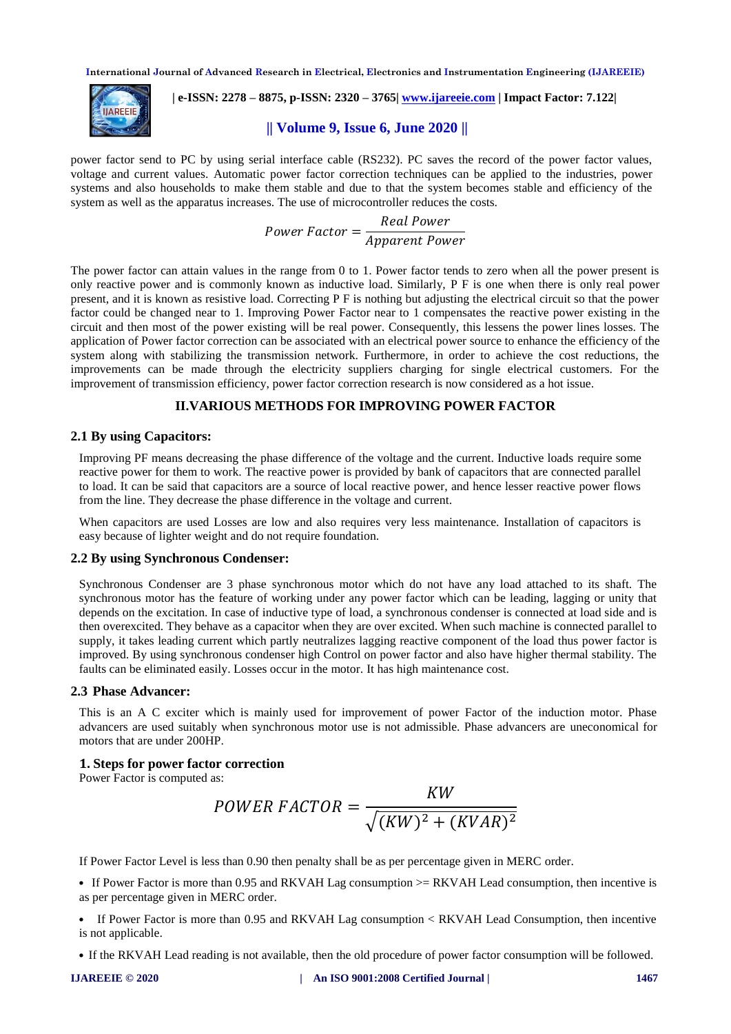power factor send to PC by using serial interface cable (RS232). PC saves the record of the power factor values, voltage and current values. Automatic power factor correction techniques can be applied to the industries, power systems and also households to make them stable and due to that the system becomes stable and efficiency of the system as well as the apparatus increases. The use of microcontroller reduces the costs.

$$Power\ Factor = \frac{Real\ Power}{Apparent\ Power}$$

The power factor can attain values in the range from 0 to 1. Power factor tends to zero when all the power present is only reactive power and is commonly known as inductive load. Similarly, P F is one when there is only real power present, and it is known as resistive load. Correcting P F is nothing but adjusting the electrical circuit so that the power factor could be changed near to 1. Improving Power Factor near to 1 compensates the reactive power existing in the circuit and then most of the power existing will be real power. Consequently, this lessens the power lines losses. The application of Power factor correction can be associated with an electrical power source to enhance the efficiency of the system along with stabilizing the transmission network. Furthermore, in order to achieve the cost reductions, the improvements can be made through the electricity suppliers charging for single electrical customers. For the improvement of transmission efficiency, power factor correction research is now considered as a hot issue.

## II.VARIOUS METHODS FOR IMPROVING POWER FACTOR

### 2.1 By using Capacitors:

Improving PF means decreasing the phase difference of the voltage and the current. Inductive loads require some reactive power for them to work. The reactive power is provided by bank of capacitors that are connected parallel to load. It can be said that capacitors are a source of local reactive power, and hence lesser reactive power flows from the line. They decrease the phase difference in the voltage and current.

When capacitors are used Losses are low and also requires very less maintenance. Installation of capacitors is easy because of lighter weight and do not require foundation.

### 2.2 By using Synchronous Condenser:

Synchronous Condenser are 3 phase synchronous motor which do not have any load attached to its shaft. The synchronous motor has the feature of working under any power factor which can be leading, lagging or unity that depends on the excitation. In case of inductive type of load, a synchronous condenser is connected at load side and is then overexcited. They behave as a capacitor when they are over excited. When such machine is connected parallel to supply, it takes leading current which partly neutralizes lagging reactive component of the load thus power factor is improved. By using synchronous condenser high Control on power factor and also have higher thermal stability. The faults can be eliminated easily. Losses occur in the motor. It has high maintenance cost.

### 2.3 Phase Advancer:

This is an A C exciter which is mainly used for improvement of power Factor of the induction motor. Phase advancers are used suitably when synchronous motor use is not admissible. Phase advancers are uneconomical for motors that are under 200HP.

### 1. Steps for power factor correction

Power Factor is computed as:

$$POWER\ FACTOR = \frac{KW}{\sqrt{(KW)^2 + (KVAR)^2}}$$

If Power Factor Level is less than 0.90 then penalty shall be as per percentage given in MERC order.

- If Power Factor is more than 0.95 and RKVAH Lag consumption >= RKVAH Lead consumption, then incentive is as per percentage given in MERC order.
- If Power Factor is more than 0.95 and RKVAH Lag consumption < RKVAH Lead Consumption, then incentive is not applicable.
- If the RKVAH Lead reading is not available, then the old procedure of power factor consumption will be followed.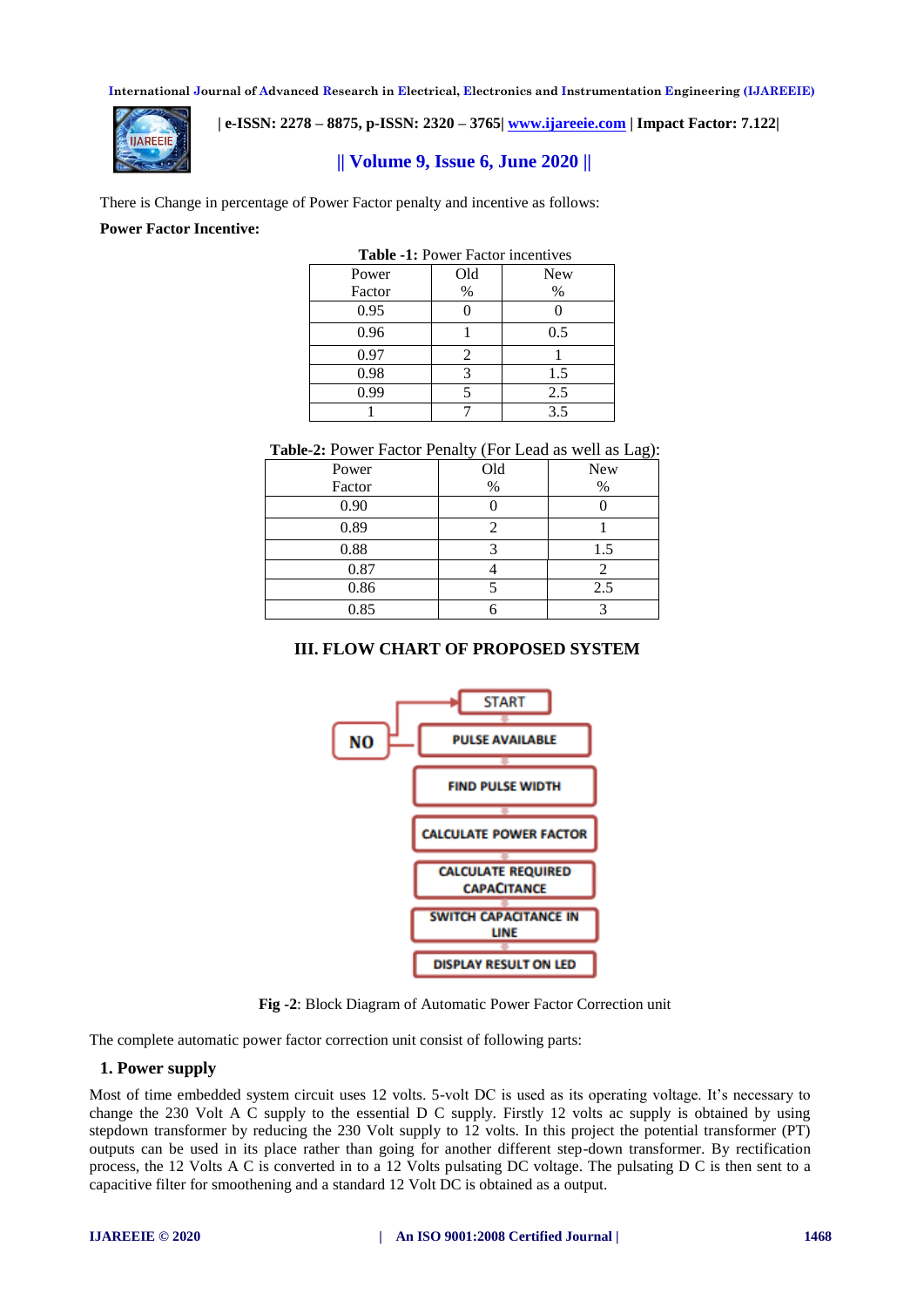There is Change in percentage of Power Factor penalty and incentive as follows:

**Power Factor Incentive:**

**Table -1:** Power Factor incentives

| Power Factor | Old % | New % |
|---|---|---|
| 0.95 | 0 | 0 |
| 0.96 | 1 | 0.5 |
| 0.97 | 2 | 1 |
| 0.98 | 3 | 1.5 |
| 0.99 | 5 | 2.5 |
| 1 | 7 | 3.5 |

**Table-2:** Power Factor Penalty (For Lead as well as Lag):

| Power Factor | Old % | New % |
|---|---|---|
| 0.90 | 0 | 0 |
| 0.89 | 2 | 1 |
| 0.88 | 3 | 1.5 |
| 0.87 | 4 | 2 |
| 0.86 | 5 | 2.5 |
| 0.85 | 6 | 3 |

## III. FLOW CHART OF PROPOSED SYSTEM

START → PULSE AVAILABLE (NO → START) → FIND PULSE WIDTH → CALCULATE POWER FACTOR → CALCULATE REQUIRED CAPACITANCE → SWITCH CAPACITANCE IN LINE → DISPLAY RESULT ON LED

**Fig -2**: Block Diagram of Automatic Power Factor Correction unit

The complete automatic power factor correction unit consist of following parts:

### 1. Power supply

Most of time embedded system circuit uses 12 volts. 5-volt DC is used as its operating voltage. It's necessary to change the 230 Volt A C supply to the essential D C supply. Firstly 12 volts ac supply is obtained by using stepdown transformer by reducing the 230 Volt supply to 12 volts. In this project the potential transformer (PT) outputs can be used in its place rather than going for another different step-down transformer. By rectification process, the 12 Volts A C is converted in to a 12 Volts pulsating DC voltage. The pulsating D C is then sent to a capacitive filter for smoothening and a standard 12 Volt DC is obtained as a output.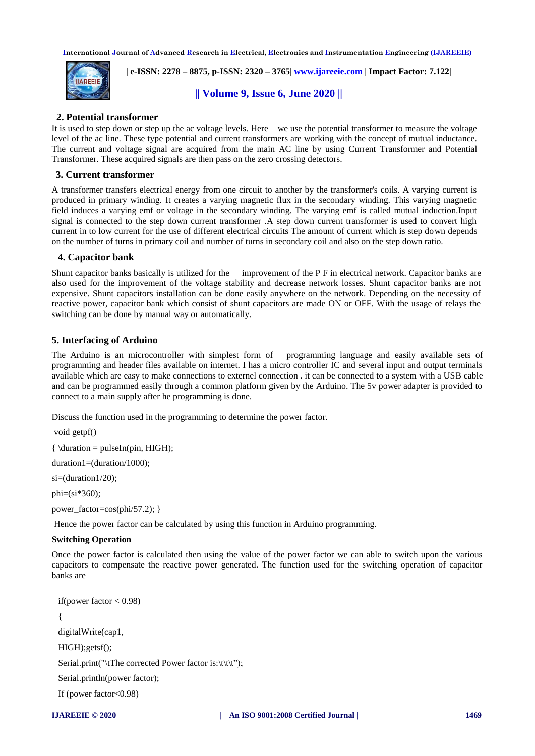## 2. Potential transformer

It is used to step down or step up the ac voltage levels. Here we use the potential transformer to measure the voltage level of the ac line. These type potential and current transformers are working with the concept of mutual inductance. The current and voltage signal are acquired from the main AC line by using Current Transformer and Potential Transformer. These acquired signals are then pass on the zero crossing detectors.

## 3. Current transformer

A transformer transfers electrical energy from one circuit to another by the transformer's coils. A varying current is produced in primary winding. It creates a varying magnetic flux in the secondary winding. This varying magnetic field induces a varying emf or voltage in the secondary winding. The varying emf is called mutual induction.Input signal is connected to the step down current transformer .A step down current transformer is used to convert high current in to low current for the use of different electrical circuits The amount of current which is step down depends on the number of turns in primary coil and number of turns in secondary coil and also on the step down ratio.

## 4. Capacitor bank

Shunt capacitor banks basically is utilized for the improvement of the P F in electrical network. Capacitor banks are also used for the improvement of the voltage stability and decrease network losses. Shunt capacitor banks are not expensive. Shunt capacitors installation can be done easily anywhere on the network. Depending on the necessity of reactive power, capacitor bank which consist of shunt capacitors are made ON or OFF. With the usage of relays the switching can be done by manual way or automatically.

## 5. Interfacing of Arduino

The Arduino is an microcontroller with simplest form of programming language and easily available sets of programming and header files available on internet. I has a micro controller IC and several input and output terminals available which are easy to make connections to externel connection . it can be connected to a system with a USB cable and can be programmed easily through a common platform given by the Arduino. The 5v power adapter is provided to connect to a main supply after he programming is done.

Discuss the function used in the programming to determine the power factor.

```
void getpf()
{ \duration = pulseIn(pin, HIGH);
duration1=(duration/1000);
si=(duration1/20);
phi=(si*360);
power_factor=cos(phi/57.2); }
```

Hence the power factor can be calculated by using this function in Arduino programming.

**Switching Operation**

Once the power factor is calculated then using the value of the power factor we can able to switch upon the various capacitors to compensate the reactive power generated. The function used for the switching operation of capacitor banks are

```
if(power factor < 0.98)
{
digitalWrite(cap1,
HIGH);getsf();
Serial.print("\tThe corrected Power factor is:\t\t\t");
Serial.println(power factor);
If (power factor<0.98)
```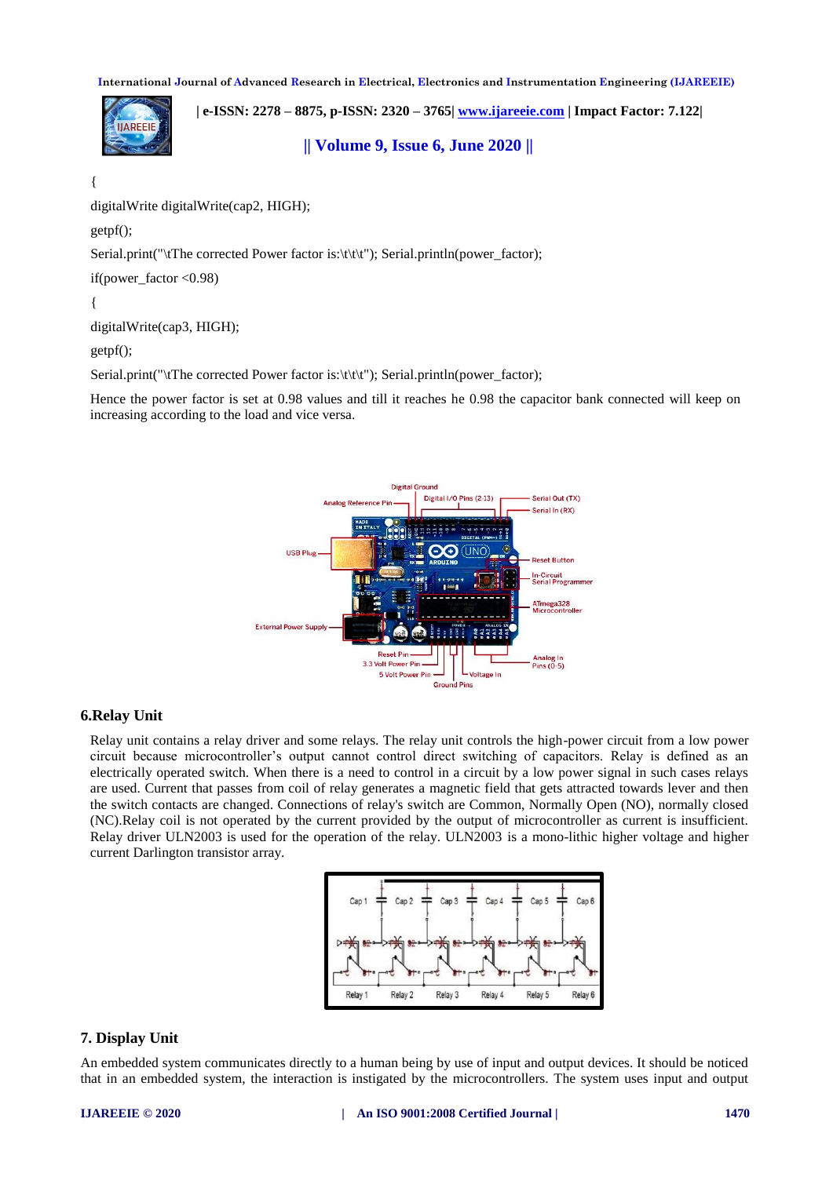```
{
digitalWrite digitalWrite(cap2, HIGH);
getpf();
Serial.print("\tThe corrected Power factor is:\t\t\t"); Serial.println(power_factor);
if(power_factor <0.98)
{
digitalWrite(cap3, HIGH);
getpf();
Serial.print("\tThe corrected Power factor is:\t\t\t"); Serial.println(power_factor);
```

Hence the power factor is set at 0.98 values and till it reaches he 0.98 the capacitor bank connected will keep on increasing according to the load and vice versa.

## 6.Relay Unit

Relay unit contains a relay driver and some relays. The relay unit controls the high-power circuit from a low power circuit because microcontroller's output cannot control direct switching of capacitors. Relay is defined as an electrically operated switch. When there is a need to control in a circuit by a low power signal in such cases relays are used. Current that passes from coil of relay generates a magnetic field that gets attracted towards lever and then the switch contacts are changed. Connections of relay's switch are Common, Normally Open (NO), normally closed (NC).Relay coil is not operated by the current provided by the output of microcontroller as current is insufficient. Relay driver ULN2003 is used for the operation of the relay. ULN2003 is a mono-lithic higher voltage and higher current Darlington transistor array.

## 7. Display Unit

An embedded system communicates directly to a human being by use of input and output devices. It should be noticed that in an embedded system, the interaction is instigated by the microcontrollers. The system uses input and output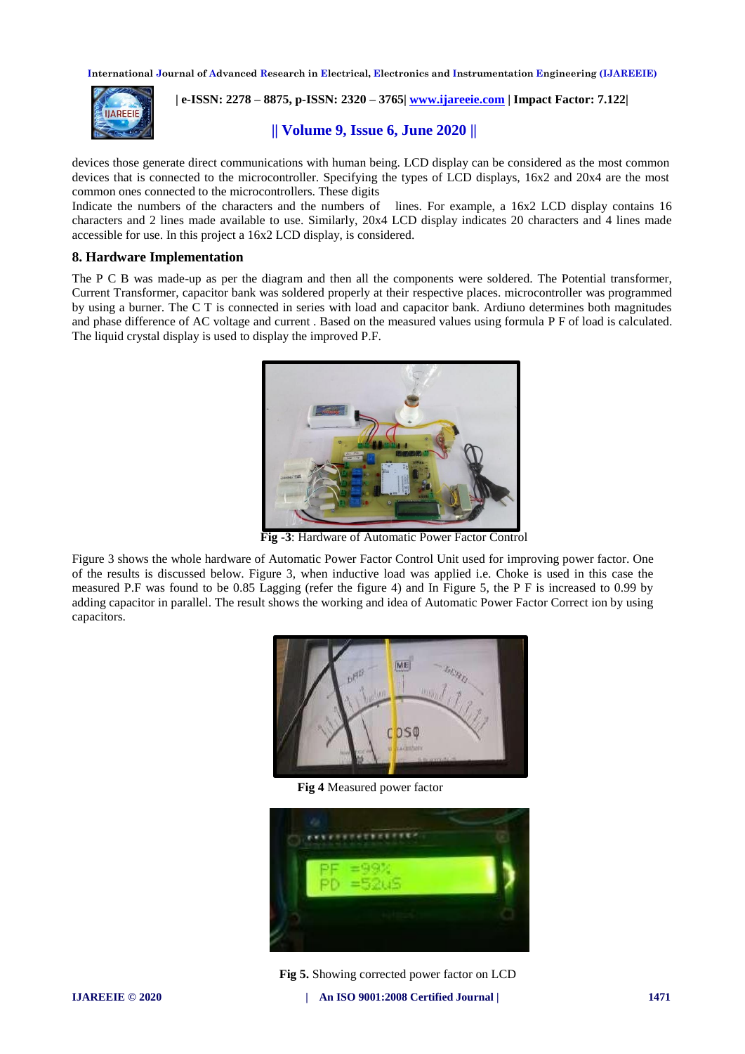devices those generate direct communications with human being. LCD display can be considered as the most common devices that is connected to the microcontroller. Specifying the types of LCD displays, 16x2 and 20x4 are the most common ones connected to the microcontrollers. These digits

Indicate the numbers of the characters and the numbers of lines. For example, a 16x2 LCD display contains 16 characters and 2 lines made available to use. Similarly, 20x4 LCD display indicates 20 characters and 4 lines made accessible for use. In this project a 16x2 LCD display, is considered.

## 8. Hardware Implementation

The P C B was made-up as per the diagram and then all the components were soldered. The Potential transformer, Current Transformer, capacitor bank was soldered properly at their respective places. microcontroller was programmed by using a burner. The C T is connected in series with load and capacitor bank. Ardiuno determines both magnitudes and phase difference of AC voltage and current . Based on the measured values using formula P F of load is calculated. The liquid crystal display is used to display the improved P.F.

**Fig -3**: Hardware of Automatic Power Factor Control

Figure 3 shows the whole hardware of Automatic Power Factor Control Unit used for improving power factor. One of the results is discussed below. Figure 3, when inductive load was applied i.e. Choke is used in this case the measured P.F was found to be 0.85 Lagging (refer the figure 4) and In Figure 5, the P F is increased to 0.99 by adding capacitor in parallel. The result shows the working and idea of Automatic Power Factor Correct ion by using capacitors.

**Fig 4** Measured power factor

**Fig 5.** Showing corrected power factor on LCD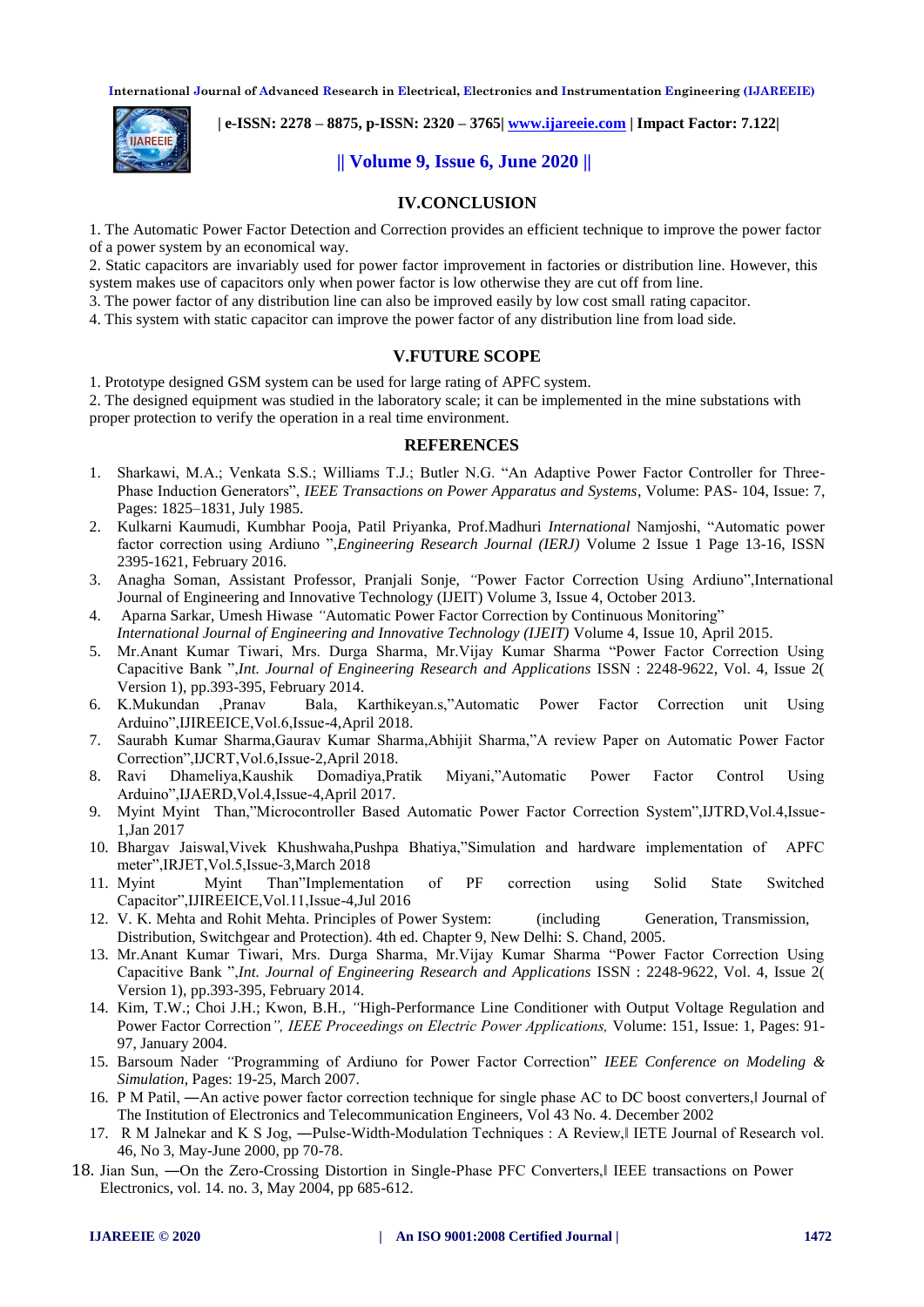## IV.CONCLUSION

1. The Automatic Power Factor Detection and Correction provides an efficient technique to improve the power factor of a power system by an economical way.
2. Static capacitors are invariably used for power factor improvement in factories or distribution line. However, this system makes use of capacitors only when power factor is low otherwise they are cut off from line.
3. The power factor of any distribution line can also be improved easily by low cost small rating capacitor.
4. This system with static capacitor can improve the power factor of any distribution line from load side.

## V.FUTURE SCOPE

1. Prototype designed GSM system can be used for large rating of APFC system.
2. The designed equipment was studied in the laboratory scale; it can be implemented in the mine substations with proper protection to verify the operation in a real time environment.

## REFERENCES

1. Sharkawi, M.A.; Venkata S.S.; Williams T.J.; Butler N.G. "An Adaptive Power Factor Controller for Three-Phase Induction Generators", *IEEE Transactions on Power Apparatus and Systems*, Volume: PAS- 104, Issue: 7, Pages: 1825–1831, July 1985.
2. Kulkarni Kaumudi, Kumbhar Pooja, Patil Priyanka, Prof.Madhuri *International* Namjoshi, "Automatic power factor correction using Ardiuno ",*Engineering Research Journal (IERJ)* Volume 2 Issue 1 Page 13-16, ISSN 2395-1621, February 2016.
3. Anagha Soman, Assistant Professor, Pranjali Sonje, *"*Power Factor Correction Using Ardiuno",International Journal of Engineering and Innovative Technology (IJEIT) Volume 3, Issue 4, October 2013.
4. Aparna Sarkar, Umesh Hiwase *"*Automatic Power Factor Correction by Continuous Monitoring" *International Journal of Engineering and Innovative Technology (IJEIT)* Volume 4, Issue 10, April 2015.
5. Mr.Anant Kumar Tiwari, Mrs. Durga Sharma, Mr.Vijay Kumar Sharma "Power Factor Correction Using Capacitive Bank ",*Int. Journal of Engineering Research and Applications* ISSN : 2248-9622, Vol. 4, Issue 2( Version 1), pp.393-395, February 2014.
6. K.Mukundan ,Pranav Bala, Karthikeyan.s,"Automatic Power Factor Correction unit Using Arduino",IJIREEICE,Vol.6,Issue-4,April 2018.
7. Saurabh Kumar Sharma,Gaurav Kumar Sharma,Abhijit Sharma,"A review Paper on Automatic Power Factor Correction",IJCRT,Vol.6,Issue-2,April 2018.
8. Ravi Dhameliya,Kaushik Domadiya,Pratik Miyani,"Automatic Power Factor Control Using Arduino",IJAERD,Vol.4,Issue-4,April 2017.
9. Myint Myint Than,"Microcontroller Based Automatic Power Factor Correction System",IJTRD,Vol.4,Issue-1,Jan 2017
10. Bhargav Jaiswal,Vivek Khushwaha,Pushpa Bhatiya,"Simulation and hardware implementation of APFC meter",IRJET,Vol.5,Issue-3,March 2018
11. Myint Myint Than"Implementation of PF correction using Solid State Switched Capacitor",IJIREEICE,Vol.11,Issue-4,Jul 2016
12. V. K. Mehta and Rohit Mehta. Principles of Power System: (including Generation, Transmission, Distribution, Switchgear and Protection). 4th ed. Chapter 9, New Delhi: S. Chand, 2005.
13. Mr.Anant Kumar Tiwari, Mrs. Durga Sharma, Mr.Vijay Kumar Sharma "Power Factor Correction Using Capacitive Bank ",*Int. Journal of Engineering Research and Applications* ISSN : 2248-9622, Vol. 4, Issue 2( Version 1), pp.393-395, February 2014.
14. Kim, T.W.; Choi J.H.; Kwon, B.H., *"*High-Performance Line Conditioner with Output Voltage Regulation and Power Factor Correction*", IEEE Proceedings on Electric Power Applications,* Volume: 151, Issue: 1, Pages: 91-97, January 2004.
15. Barsoum Nader *"*Programming of Ardiuno for Power Factor Correction" *IEEE Conference on Modeling & Simulation*, Pages: 19-25, March 2007.
16. P M Patil, ―An active power factor correction technique for single phase AC to DC boost converters,‖ Journal of The Institution of Electronics and Telecommunication Engineers, Vol 43 No. 4. December 2002
17. R M Jalnekar and K S Jog, ―Pulse-Width-Modulation Techniques : A Review,‖ IETE Journal of Research vol. 46, No 3, May-June 2000, pp 70-78.
18. Jian Sun, ―On the Zero-Crossing Distortion in Single-Phase PFC Converters,‖ IEEE transactions on Power Electronics, vol. 14. no. 3, May 2004, pp 685-612.